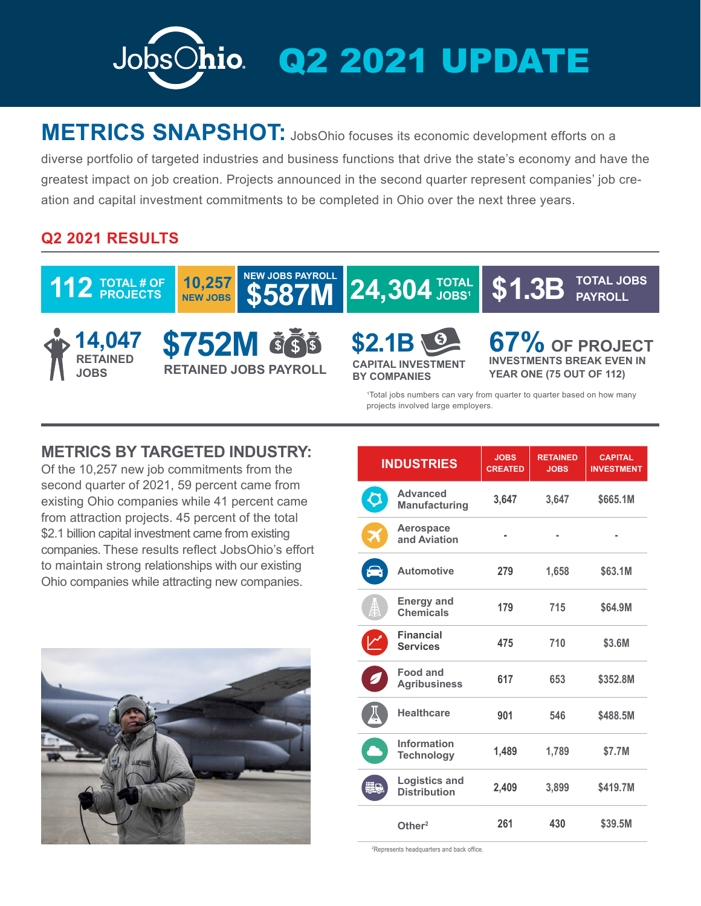# JobsOhio Q2 2021 UPDATE

## METRICS SNAPSHOT:

JobsOhio focuses its economic development efforts on a diverse portfolio of targeted industries and business functions that drive the state's economy and have the greatest impact on job creation. Projects announced in the second quarter represent companies' job creation and capital investment commitments to be completed in Ohio over the next three years.

### Q2 2021 RESULTS

- **112** TOTAL # OF PROJECTS
- **10,257** NEW JOBS
- NEW JOBS PAYROLL **$587M**
- **24,304** TOTAL JOBS[1]
- **$1.3B** TOTAL JOBS PAYROLL
- **14,047** RETAINED JOBS
- **$752M** RETAINED JOBS PAYROLL
- **$2.1B** CAPITAL INVESTMENT BY COMPANIES
- **67%** OF PROJECT INVESTMENTS BREAK EVEN IN YEAR ONE (75 OUT OF 112)

[1]Total jobs numbers can vary from quarter to quarter based on how many projects involved large employers.

## METRICS BY TARGETED INDUSTRY:

Of the 10,257 new job commitments from the second quarter of 2021, 59 percent came from existing Ohio companies while 41 percent came from attraction projects. 45 percent of the total $2.1 billion capital investment came from existing companies. These results reflect JobsOhio's effort to maintain strong relationships with our existing Ohio companies while attracting new companies.

| INDUSTRIES | JOBS CREATED | RETAINED JOBS | CAPITAL INVESTMENT |
|---|---|---|---|
| Advanced Manufacturing | 3,647 | 3,647 | $665.1M |
| Aerospace and Aviation | - | - | - |
| Automotive | 279 | 1,658 | $63.1M |
| Energy and Chemicals | 179 | 715 | $64.9M |
| Financial Services | 475 | 710 | $3.6M |
| Food and Agribusiness | 617 | 653 | $352.8M |
| Healthcare | 901 | 546 | $488.5M |
| Information Technology | 1,489 | 1,789 | $7.7M |
| Logistics and Distribution | 2,409 | 3,899 | $419.7M |
| Other[2] | 261 | 430 | $39.5M |

[2]Represents headquarters and back office.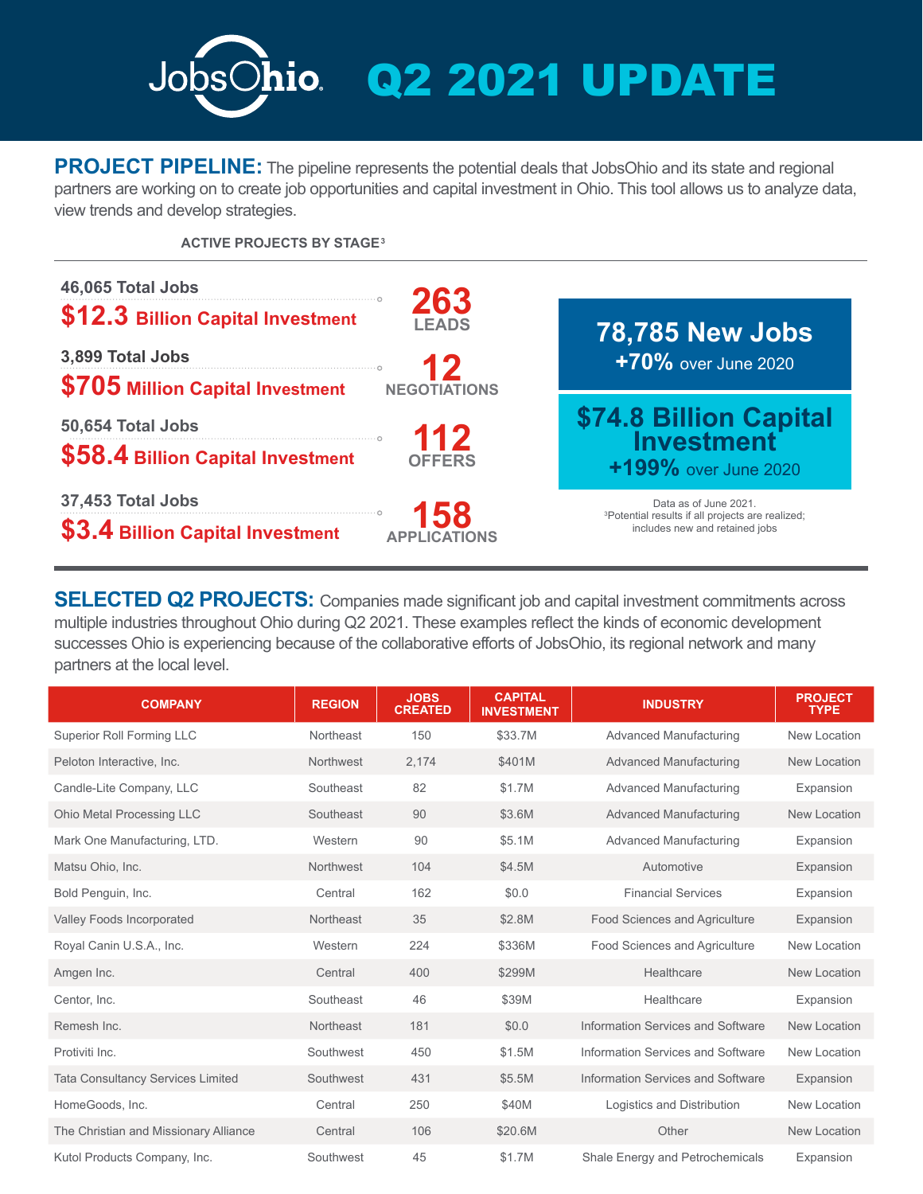# JobsOhio Q2 2021 UPDATE

**PROJECT PIPELINE:** The pipeline represents the potential deals that JobsOhio and its state and regional partners are working on to create job opportunities and capital investment in Ohio. This tool allows us to analyze data, view trends and develop strategies.

**ACTIVE PROJECTS BY STAGE**[3]

46,065 Total Jobs
**$12.3 Billion Capital Investment**
**263** LEADS

3,899 Total Jobs
**$705 Million Capital Investment**
**12** NEGOTIATIONS

50,654 Total Jobs
**$58.4 Billion Capital Investment**
**112** OFFERS

37,453 Total Jobs
**$3.4 Billion Capital Investment**
**158** APPLICATIONS

**78,785 New Jobs**
**+70%** over June 2020

**$74.8 Billion Capital Investment**
**+199%** over June 2020

Data as of June 2021.
[3]Potential results if all projects are realized; includes new and retained jobs

**SELECTED Q2 PROJECTS:** Companies made significant job and capital investment commitments across multiple industries throughout Ohio during Q2 2021. These examples reflect the kinds of economic development successes Ohio is experiencing because of the collaborative efforts of JobsOhio, its regional network and many partners at the local level.

| COMPANY | REGION | JOBS CREATED | CAPITAL INVESTMENT | INDUSTRY | PROJECT TYPE |
|---|---|---|---|---|---|
| Superior Roll Forming LLC | Northeast | 150 | $33.7M | Advanced Manufacturing | New Location |
| Peloton Interactive, Inc. | Northwest | 2,174 | $401M | Advanced Manufacturing | New Location |
| Candle-Lite Company, LLC | Southeast | 82 | $1.7M | Advanced Manufacturing | Expansion |
| Ohio Metal Processing LLC | Southeast | 90 | $3.6M | Advanced Manufacturing | New Location |
| Mark One Manufacturing, LTD. | Western | 90 | $5.1M | Advanced Manufacturing | Expansion |
| Matsu Ohio, Inc. | Northwest | 104 | $4.5M | Automotive | Expansion |
| Bold Penguin, Inc. | Central | 162 | $0.0 | Financial Services | Expansion |
| Valley Foods Incorporated | Northeast | 35 | $2.8M | Food Sciences and Agriculture | Expansion |
| Royal Canin U.S.A., Inc. | Western | 224 | $336M | Food Sciences and Agriculture | New Location |
| Amgen Inc. | Central | 400 | $299M | Healthcare | New Location |
| Centor, Inc. | Southeast | 46 | $39M | Healthcare | Expansion |
| Remesh Inc. | Northeast | 181 | $0.0 | Information Services and Software | New Location |
| Protiviti Inc. | Southwest | 450 | $1.5M | Information Services and Software | New Location |
| Tata Consultancy Services Limited | Southwest | 431 | $5.5M | Information Services and Software | Expansion |
| HomeGoods, Inc. | Central | 250 | $40M | Logistics and Distribution | New Location |
| The Christian and Missionary Alliance | Central | 106 | $20.6M | Other | New Location |
| Kutol Products Company, Inc. | Southwest | 45 | $1.7M | Shale Energy and Petrochemicals | Expansion |